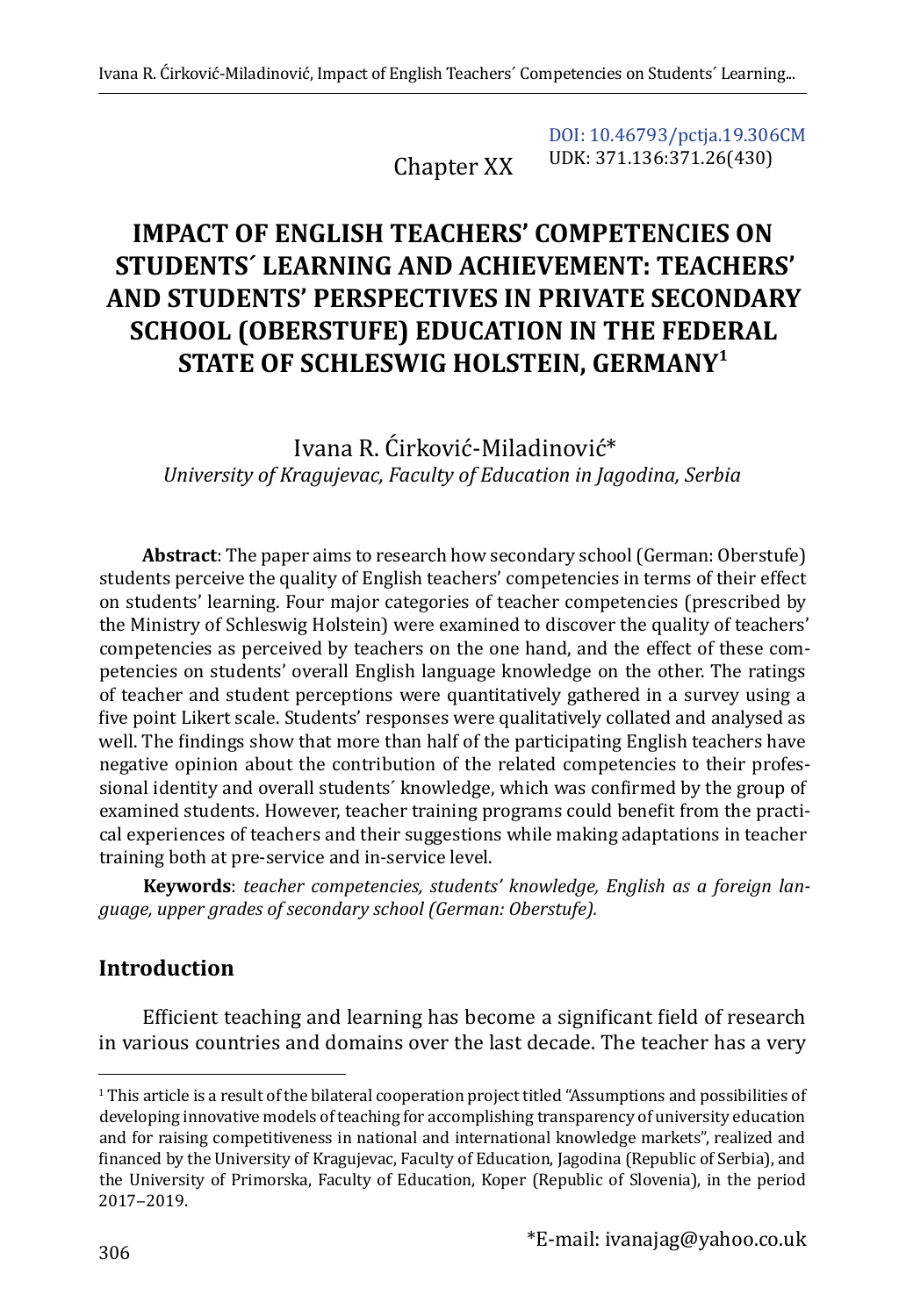DOI: 10.46793/pctja.19.306CM
UDK: 371.136:371.26(430)

Chapter XX

# IMPACT OF ENGLISH TEACHERS' COMPETENCIES ON STUDENTS´ LEARNING AND ACHIEVEMENT: TEACHERS' AND STUDENTS' PERSPECTIVES IN PRIVATE SECONDARY SCHOOL (OBERSTUFE) EDUCATION IN THE FEDERAL STATE OF SCHLESWIG HOLSTEIN, GERMANY[1]

Ivana R. Ćirković-Miladinović*
*University of Kragujevac, Faculty of Education in Jagodina, Serbia*

**Abstract**: The paper aims to research how secondary school (German: Oberstufe) students perceive the quality of English teachers' competencies in terms of their effect on students' learning. Four major categories of teacher competencies (prescribed by the Ministry of Schleswig Holstein) were examined to discover the quality of teachers' competencies as perceived by teachers on the one hand, and the effect of these competencies on students' overall English language knowledge on the other. The ratings of teacher and student perceptions were quantitatively gathered in a survey using a five point Likert scale. Students' responses were qualitatively collated and analysed as well. The findings show that more than half of the participating English teachers have negative opinion about the contribution of the related competencies to their professional identity and overall students´ knowledge, which was confirmed by the group of examined students. However, teacher training programs could benefit from the practical experiences of teachers and their suggestions while making adaptations in teacher training both at pre-service and in-service level.

**Keywords**: *teacher competencies, students' knowledge, English as a foreign language, upper grades of secondary school (German: Oberstufe).*

## Introduction

Efficient teaching and learning has become a significant field of research in various countries and domains over the last decade. The teacher has a very

[1] This article is a result of the bilateral cooperation project titled "Assumptions and possibilities of developing innovative models of teaching for accomplishing transparency of university education and for raising competitiveness in national and international knowledge markets", realized and financed by the University of Kragujevac, Faculty of Education, Jagodina (Republic of Serbia), and the University of Primorska, Faculty of Education, Koper (Republic of Slovenia), in the period 2017–2019.

*E-mail: ivanajag@yahoo.co.uk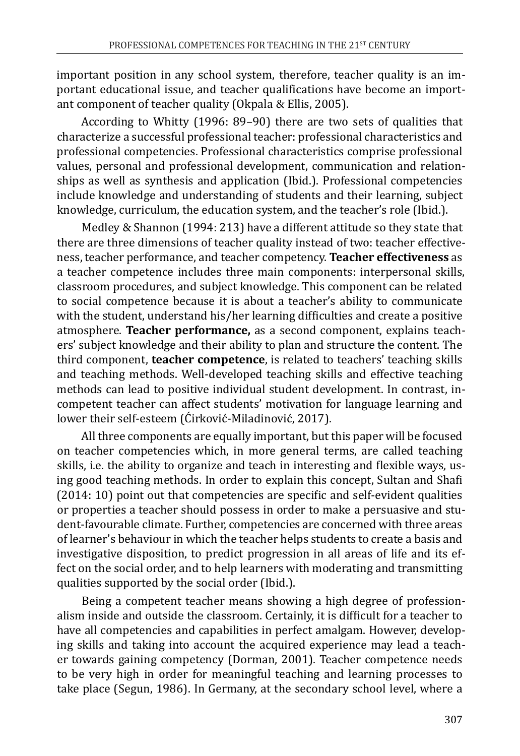important position in any school system, therefore, teacher quality is an important educational issue, and teacher qualifications have become an important component of teacher quality (Okpala & Ellis, 2005).

According to Whitty (1996: 89–90) there are two sets of qualities that characterize a successful professional teacher: professional characteristics and professional competencies. Professional characteristics comprise professional values, personal and professional development, communication and relationships as well as synthesis and application (Ibid.). Professional competencies include knowledge and understanding of students and their learning, subject knowledge, curriculum, the education system, and the teacher's role (Ibid.).

Medley & Shannon (1994: 213) have a different attitude so they state that there are three dimensions of teacher quality instead of two: teacher effectiveness, teacher performance, and teacher competency. **Teacher effectiveness** as a teacher competence includes three main components: interpersonal skills, classroom procedures, and subject knowledge. This component can be related to social competence because it is about a teacher's ability to communicate with the student, understand his/her learning difficulties and create a positive atmosphere. **Teacher performance,** as a second component, explains teachers' subject knowledge and their ability to plan and structure the content. The third component, **teacher competence**, is related to teachers' teaching skills and teaching methods. Well-developed teaching skills and effective teaching methods can lead to positive individual student development. In contrast, incompetent teacher can affect students' motivation for language learning and lower their self-esteem (Ćirković-Miladinović, 2017).

All three components are equally important, but this paper will be focused on teacher competencies which, in more general terms, are called teaching skills, i.e. the ability to organize and teach in interesting and flexible ways, using good teaching methods. In order to explain this concept, Sultan and Shafi (2014: 10) point out that competencies are specific and self-evident qualities or properties a teacher should possess in order to make a persuasive and student-favourable climate. Further, competencies are concerned with three areas of learner's behaviour in which the teacher helps students to create a basis and investigative disposition, to predict progression in all areas of life and its effect on the social order, and to help learners with moderating and transmitting qualities supported by the social order (Ibid.).

Being a competent teacher means showing a high degree of professionalism inside and outside the classroom. Certainly, it is difficult for a teacher to have all competencies and capabilities in perfect amalgam. However, developing skills and taking into account the acquired experience may lead a teacher towards gaining competency (Dorman, 2001). Teacher competence needs to be very high in order for meaningful teaching and learning processes to take place (Segun, 1986). In Germany, at the secondary school level, where a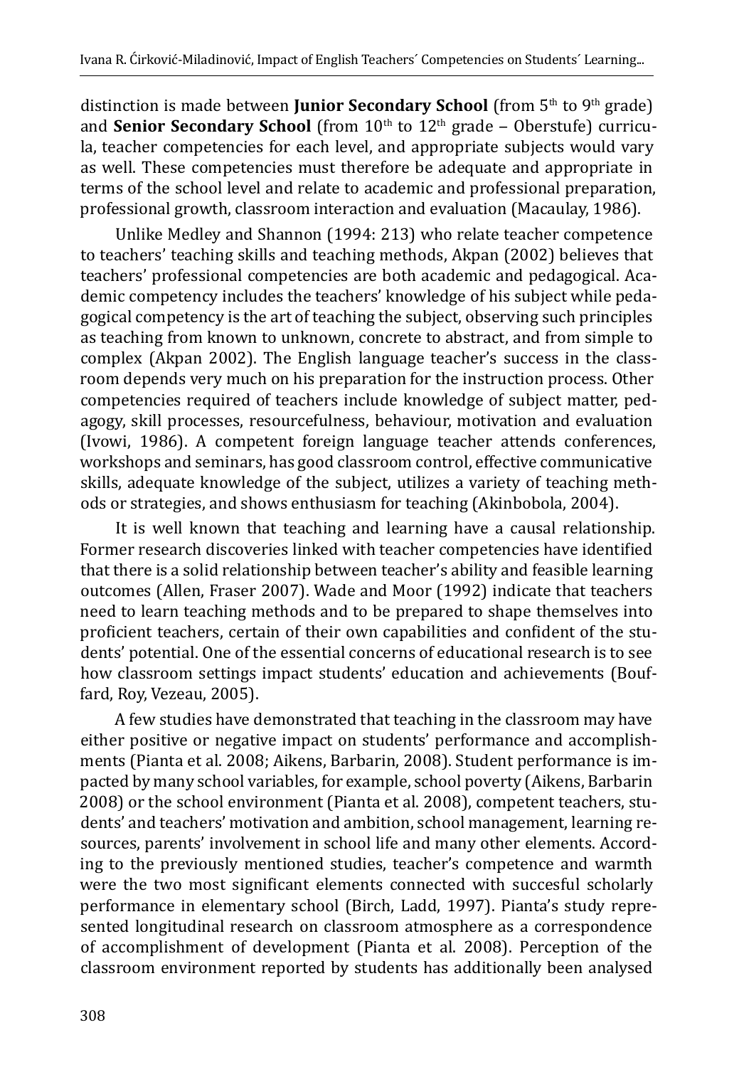distinction is made between **Junior Secondary School** (from 5th to 9th grade) and **Senior Secondary School** (from 10th to 12th grade – Oberstufe) curricula, teacher competencies for each level, and appropriate subjects would vary as well. These competencies must therefore be adequate and appropriate in terms of the school level and relate to academic and professional preparation, professional growth, classroom interaction and evaluation (Macaulay, 1986).

Unlike Medley and Shannon (1994: 213) who relate teacher competence to teachers' teaching skills and teaching methods, Akpan (2002) believes that teachers' professional competencies are both academic and pedagogical. Academic competency includes the teachers' knowledge of his subject while pedagogical competency is the art of teaching the subject, observing such principles as teaching from known to unknown, concrete to abstract, and from simple to complex (Akpan 2002). The English language teacher's success in the classroom depends very much on his preparation for the instruction process. Other competencies required of teachers include knowledge of subject matter, pedagogy, skill processes, resourcefulness, behaviour, motivation and evaluation (Ivowi, 1986). A competent foreign language teacher attends conferences, workshops and seminars, has good classroom control, effective communicative skills, adequate knowledge of the subject, utilizes a variety of teaching methods or strategies, and shows enthusiasm for teaching (Akinbobola, 2004).

It is well known that teaching and learning have a causal relationship. Former research discoveries linked with teacher competencies have identified that there is a solid relationship between teacher's ability and feasible learning outcomes (Allen, Fraser 2007). Wade and Moor (1992) indicate that teachers need to learn teaching methods and to be prepared to shape themselves into proficient teachers, certain of their own capabilities and confident of the students' potential. One of the essential concerns of educational research is to see how classroom settings impact students' education and achievements (Bouffard, Roy, Vezeau, 2005).

A few studies have demonstrated that teaching in the classroom may have either positive or negative impact on students' performance and accomplishments (Pianta et al. 2008; Aikens, Barbarin, 2008). Student performance is impacted by many school variables, for example, school poverty (Aikens, Barbarin 2008) or the school environment (Pianta et al. 2008), competent teachers, students' and teachers' motivation and ambition, school management, learning resources, parents' involvement in school life and many other elements. According to the previously mentioned studies, teacher's competence and warmth were the two most significant elements connected with succesful scholarly performance in elementary school (Birch, Ladd, 1997). Pianta's study represented longitudinal research on classroom atmosphere as a correspondence of accomplishment of development (Pianta et al. 2008). Perception of the classroom environment reported by students has additionally been analysed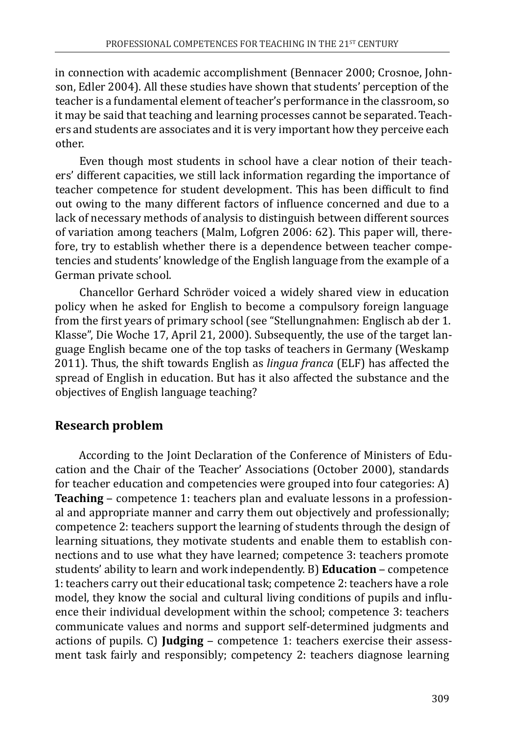in connection with academic accomplishment (Bennacer 2000; Crosnoe, Johnson, Edler 2004). All these studies have shown that students' perception of the teacher is a fundamental element of teacher's performance in the classroom, so it may be said that teaching and learning processes cannot be separated. Teachers and students are associates and it is very important how they perceive each other.

Even though most students in school have a clear notion of their teachers' different capacities, we still lack information regarding the importance of teacher competence for student development. This has been difficult to find out owing to the many different factors of influence concerned and due to a lack of necessary methods of analysis to distinguish between different sources of variation among teachers (Malm, Lofgren 2006: 62). This paper will, therefore, try to establish whether there is a dependence between teacher competencies and students' knowledge of the English language from the example of a German private school.

Chancellor Gerhard Schröder voiced a widely shared view in education policy when he asked for English to become a compulsory foreign language from the first years of primary school (see "Stellungnahmen: Englisch ab der 1. Klasse", Die Woche 17, April 21, 2000). Subsequently, the use of the target language English became one of the top tasks of teachers in Germany (Weskamp 2011). Thus, the shift towards English as *lingua franca* (ELF) has affected the spread of English in education. But has it also affected the substance and the objectives of English language teaching?

## Research problem

According to the Joint Declaration of the Conference of Ministers of Education and the Chair of the Teacher' Associations (October 2000), standards for teacher education and competencies were grouped into four categories: A) **Teaching** – competence 1: teachers plan and evaluate lessons in a professional and appropriate manner and carry them out objectively and professionally; competence 2: teachers support the learning of students through the design of learning situations, they motivate students and enable them to establish connections and to use what they have learned; competence 3: teachers promote students' ability to learn and work independently. B) **Education** – competence 1: teachers carry out their educational task; competence 2: teachers have a role model, they know the social and cultural living conditions of pupils and influence their individual development within the school; competence 3: teachers communicate values and norms and support self-determined judgments and actions of pupils. C) **Judging** – competence 1: teachers exercise their assessment task fairly and responsibly; competency 2: teachers diagnose learning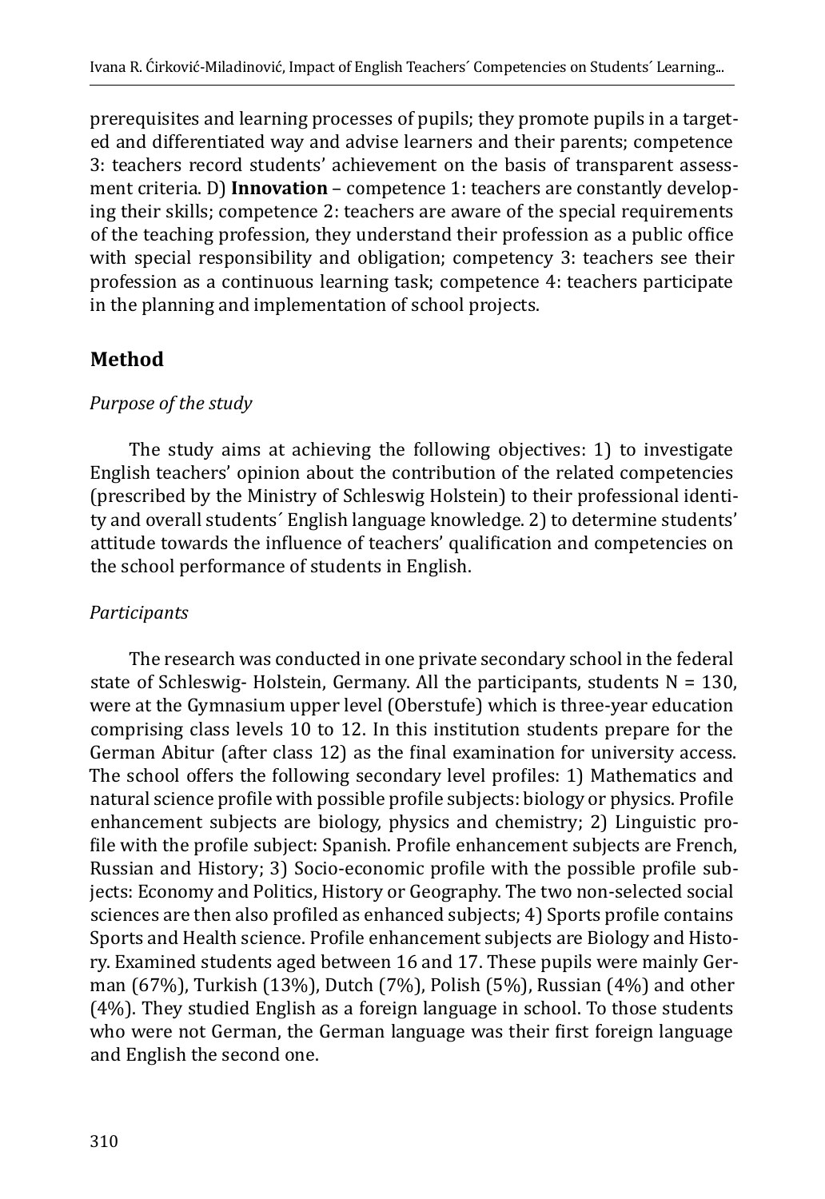prerequisites and learning processes of pupils; they promote pupils in a targeted and differentiated way and advise learners and their parents; competence 3: teachers record students' achievement on the basis of transparent assessment criteria. D) **Innovation** – competence 1: teachers are constantly developing their skills; competence 2: teachers are aware of the special requirements of the teaching profession, they understand their profession as a public office with special responsibility and obligation; competency 3: teachers see their profession as a continuous learning task; competence 4: teachers participate in the planning and implementation of school projects.

## Method

*Purpose of the study*

The study aims at achieving the following objectives: 1) to investigate English teachers' opinion about the contribution of the related competencies (prescribed by the Ministry of Schleswig Holstein) to their professional identity and overall students´ English language knowledge. 2) to determine students' attitude towards the influence of teachers' qualification and competencies on the school performance of students in English.

*Participants*

The research was conducted in one private secondary school in the federal state of Schleswig- Holstein, Germany. All the participants, students N = 130, were at the Gymnasium upper level (Oberstufe) which is three-year education comprising class levels 10 to 12. In this institution students prepare for the German Abitur (after class 12) as the final examination for university access. The school offers the following secondary level profiles: 1) Mathematics and natural science profile with possible profile subjects: biology or physics. Profile enhancement subjects are biology, physics and chemistry; 2) Linguistic profile with the profile subject: Spanish. Profile enhancement subjects are French, Russian and History; 3) Socio-economic profile with the possible profile subjects: Economy and Politics, History or Geography. The two non-selected social sciences are then also profiled as enhanced subjects; 4) Sports profile contains Sports and Health science. Profile enhancement subjects are Biology and History. Examined students aged between 16 and 17. These pupils were mainly German (67%), Turkish (13%), Dutch (7%), Polish (5%), Russian (4%) and other (4%). They studied English as a foreign language in school. To those students who were not German, the German language was their first foreign language and English the second one.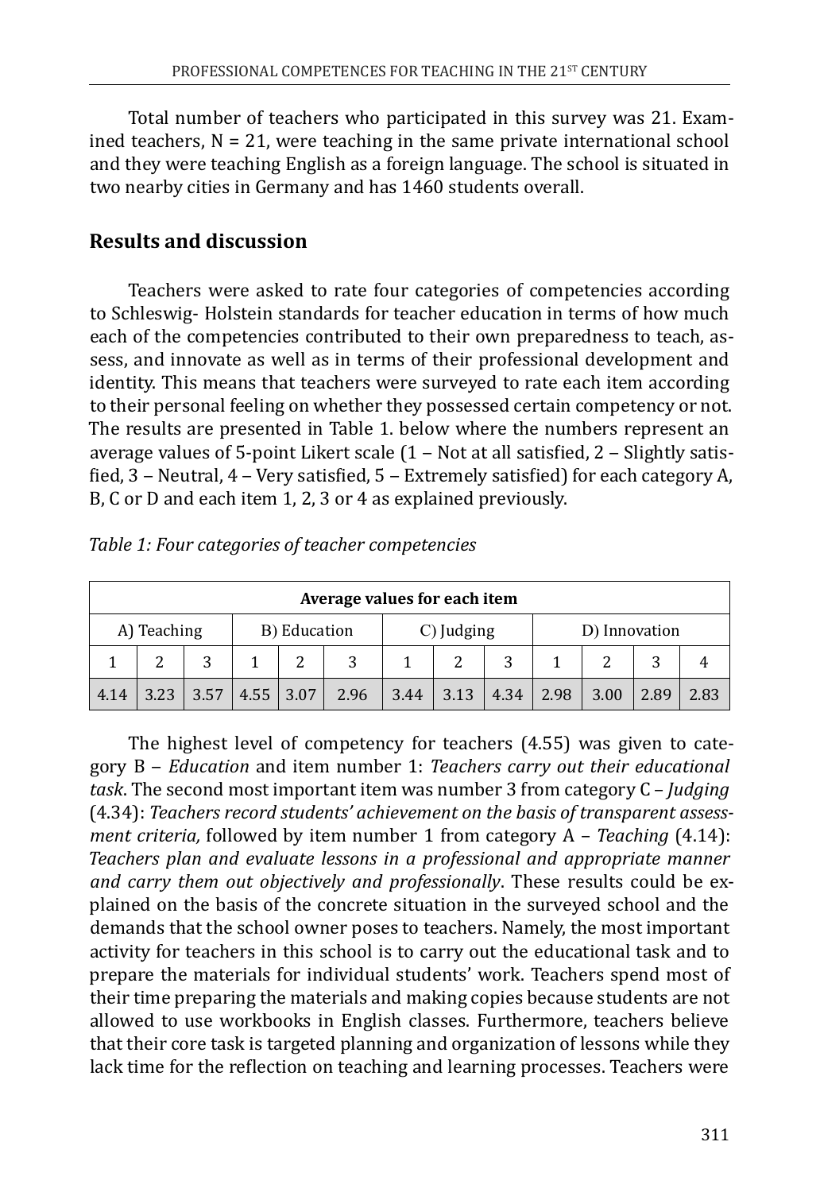Total number of teachers who participated in this survey was 21. Examined teachers, N = 21, were teaching in the same private international school and they were teaching English as a foreign language. The school is situated in two nearby cities in Germany and has 1460 students overall.

## Results and discussion

Teachers were asked to rate four categories of competencies according to Schleswig- Holstein standards for teacher education in terms of how much each of the competencies contributed to their own preparedness to teach, assess, and innovate as well as in terms of their professional development and identity. This means that teachers were surveyed to rate each item according to their personal feeling on whether they possessed certain competency or not. The results are presented in Table 1. below where the numbers represent an average values of 5-point Likert scale (1 – Not at all satisfied, 2 – Slightly satisfied, 3 – Neutral, 4 – Very satisfied, 5 – Extremely satisfied) for each category A, B, C or D and each item 1, 2, 3 or 4 as explained previously.

*Table 1: Four categories of teacher competencies*

| Average values for each item | | | | | | | | | | | | |
|---|---|---|---|---|---|---|---|---|---|---|---|---|
| A) Teaching | | | B) Education | | | C) Judging | | | D) Innovation | | | |
| 1 | 2 | 3 | 1 | 2 | 3 | 1 | 2 | 3 | 1 | 2 | 3 | 4 |
| 4.14 | 3.23 | 3.57 | 4.55 | 3.07 | 2.96 | 3.44 | 3.13 | 4.34 | 2.98 | 3.00 | 2.89 | 2.83 |

The highest level of competency for teachers (4.55) was given to category B – *Education* and item number 1: *Teachers carry out their educational task*. The second most important item was number 3 from category C – *Judging* (4.34): *Teachers record students' achievement on the basis of transparent assessment criteria,* followed by item number 1 from category A – *Teaching* (4.14): *Teachers plan and evaluate lessons in a professional and appropriate manner and carry them out objectively and professionally*. These results could be explained on the basis of the concrete situation in the surveyed school and the demands that the school owner poses to teachers. Namely, the most important activity for teachers in this school is to carry out the educational task and to prepare the materials for individual students' work. Teachers spend most of their time preparing the materials and making copies because students are not allowed to use workbooks in English classes. Furthermore, teachers believe that their core task is targeted planning and organization of lessons while they lack time for the reflection on teaching and learning processes. Teachers were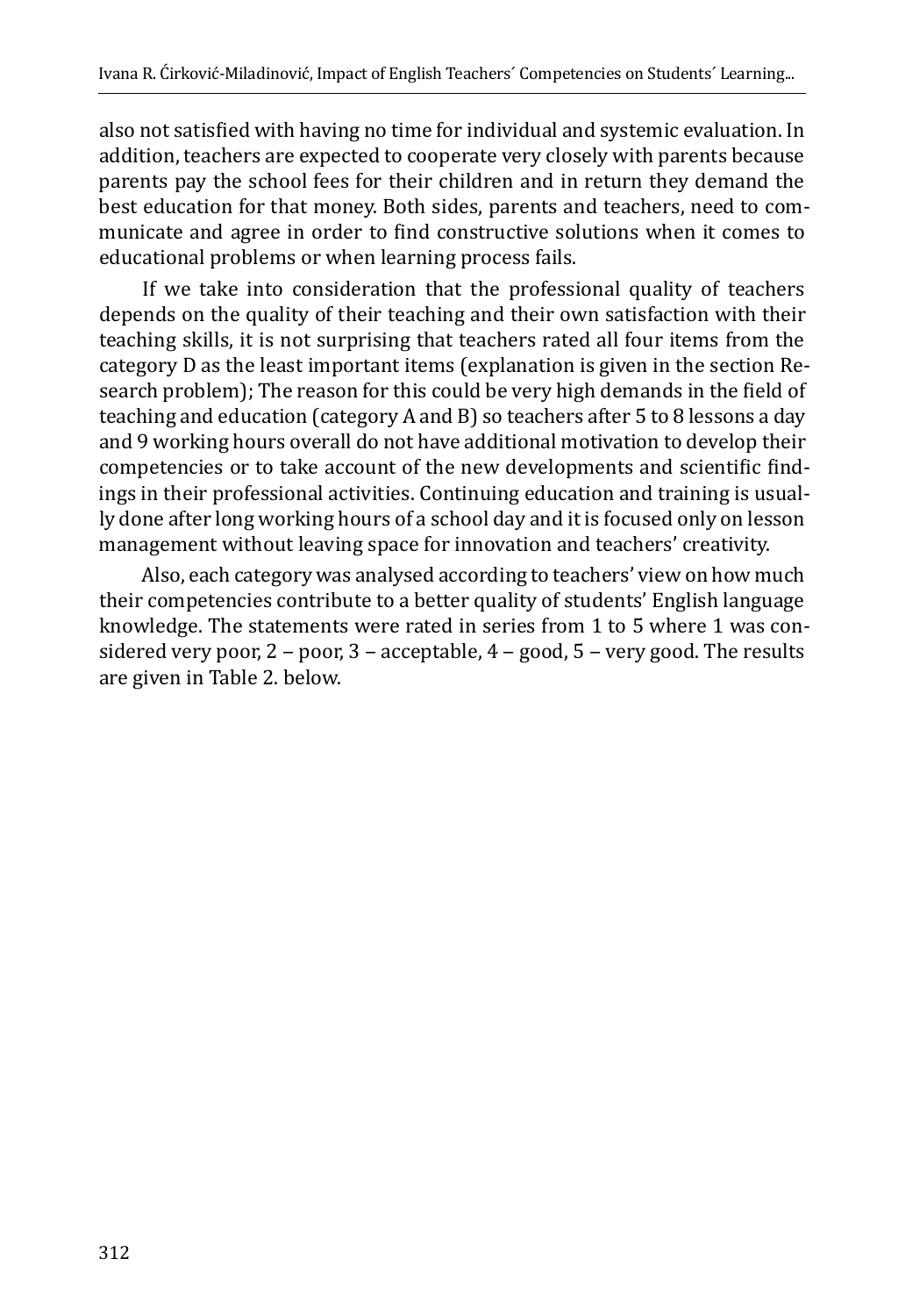also not satisfied with having no time for individual and systemic evaluation. In addition, teachers are expected to cooperate very closely with parents because parents pay the school fees for their children and in return they demand the best education for that money. Both sides, parents and teachers, need to communicate and agree in order to find constructive solutions when it comes to educational problems or when learning process fails.

If we take into consideration that the professional quality of teachers depends on the quality of their teaching and their own satisfaction with their teaching skills, it is not surprising that teachers rated all four items from the category D as the least important items (explanation is given in the section Research problem); The reason for this could be very high demands in the field of teaching and education (category A and B) so teachers after 5 to 8 lessons a day and 9 working hours overall do not have additional motivation to develop their competencies or to take account of the new developments and scientific findings in their professional activities. Continuing education and training is usually done after long working hours of a school day and it is focused only on lesson management without leaving space for innovation and teachers' creativity.

Also, each category was analysed according to teachers' view on how much their competencies contribute to a better quality of students' English language knowledge. The statements were rated in series from 1 to 5 where 1 was considered very poor, 2 – poor, 3 – acceptable, 4 – good, 5 – very good. The results are given in Table 2. below.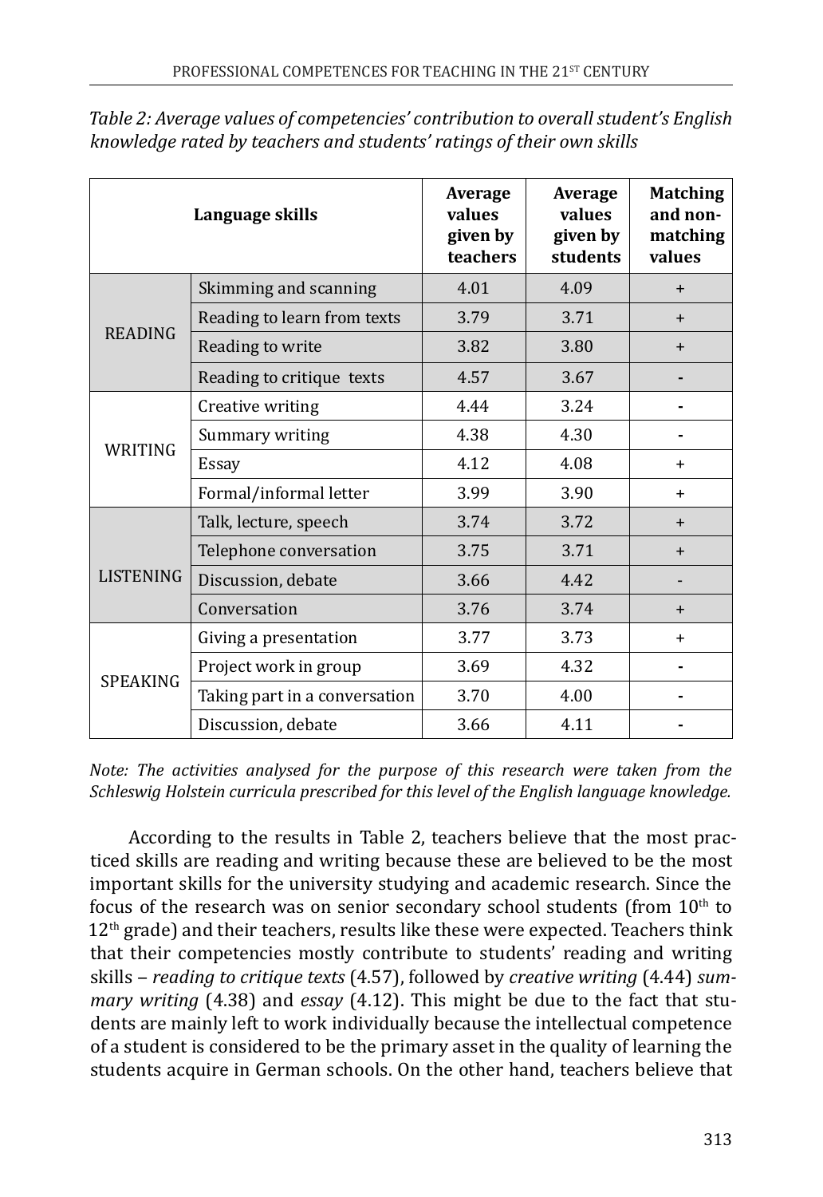*Table 2: Average values of competencies' contribution to overall student's English knowledge rated by teachers and students' ratings of their own skills*

| Language skills | | Average values given by teachers | Average values given by students | Matching and non-matching values |
|---|---|---|---|---|
| READING | Skimming and scanning | 4.01 | 4.09 | + |
| | Reading to learn from texts | 3.79 | 3.71 | + |
| | Reading to write | 3.82 | 3.80 | + |
| | Reading to critique texts | 4.57 | 3.67 | - |
| WRITING | Creative writing | 4.44 | 3.24 | - |
| | Summary writing | 4.38 | 4.30 | - |
| | Essay | 4.12 | 4.08 | + |
| | Formal/informal letter | 3.99 | 3.90 | + |
| LISTENING | Talk, lecture, speech | 3.74 | 3.72 | + |
| | Telephone conversation | 3.75 | 3.71 | + |
| | Discussion, debate | 3.66 | 4.42 | - |
| | Conversation | 3.76 | 3.74 | + |
| SPEAKING | Giving a presentation | 3.77 | 3.73 | + |
| | Project work in group | 3.69 | 4.32 | - |
| | Taking part in a conversation | 3.70 | 4.00 | - |
| | Discussion, debate | 3.66 | 4.11 | - |

*Note: The activities analysed for the purpose of this research were taken from the Schleswig Holstein curricula prescribed for this level of the English language knowledge.*

According to the results in Table 2, teachers believe that the most practiced skills are reading and writing because these are believed to be the most important skills for the university studying and academic research. Since the focus of the research was on senior secondary school students (from 10th to 12th grade) and their teachers, results like these were expected. Teachers think that their competencies mostly contribute to students' reading and writing skills – *reading to critique texts* (4.57), followed by *creative writing* (4.44) *summary writing* (4.38) and *essay* (4.12). This might be due to the fact that students are mainly left to work individually because the intellectual competence of a student is considered to be the primary asset in the quality of learning the students acquire in German schools. On the other hand, teachers believe that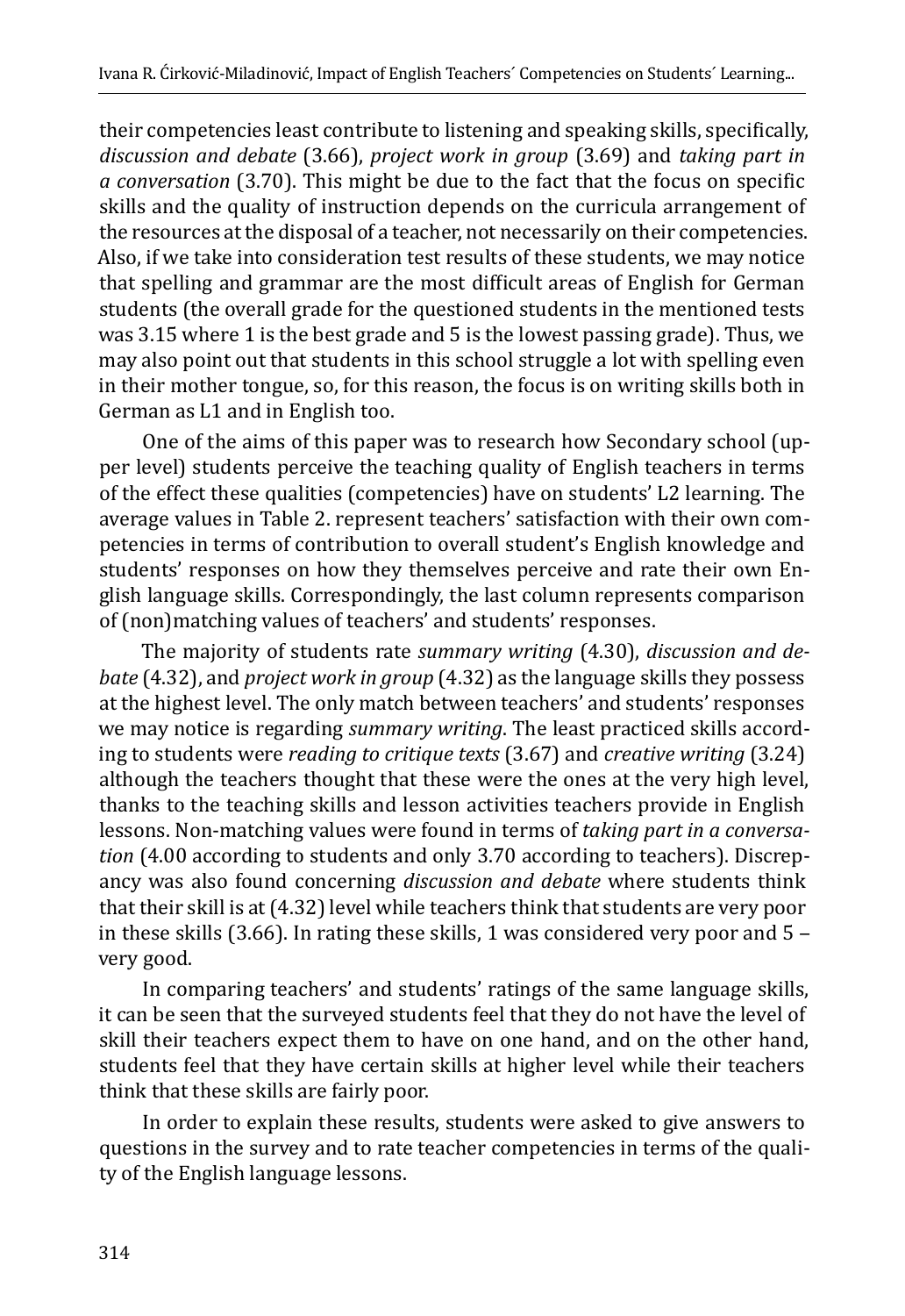their competencies least contribute to listening and speaking skills, specifically, *discussion and debate* (3.66), *project work in group* (3.69) and *taking part in a conversation* (3.70). This might be due to the fact that the focus on specific skills and the quality of instruction depends on the curricula arrangement of the resources at the disposal of a teacher, not necessarily on their competencies. Also, if we take into consideration test results of these students, we may notice that spelling and grammar are the most difficult areas of English for German students (the overall grade for the questioned students in the mentioned tests was 3.15 where 1 is the best grade and 5 is the lowest passing grade). Thus, we may also point out that students in this school struggle a lot with spelling even in their mother tongue, so, for this reason, the focus is on writing skills both in German as L1 and in English too.

One of the aims of this paper was to research how Secondary school (upper level) students perceive the teaching quality of English teachers in terms of the effect these qualities (competencies) have on students' L2 learning. The average values in Table 2. represent teachers' satisfaction with their own competencies in terms of contribution to overall student's English knowledge and students' responses on how they themselves perceive and rate their own English language skills. Correspondingly, the last column represents comparison of (non)matching values of teachers' and students' responses.

The majority of students rate *summary writing* (4.30), *discussion and debate* (4.32), and *project work in group* (4.32) as the language skills they possess at the highest level. The only match between teachers' and students' responses we may notice is regarding *summary writing*. The least practiced skills according to students were *reading to critique texts* (3.67) and *creative writing* (3.24) although the teachers thought that these were the ones at the very high level, thanks to the teaching skills and lesson activities teachers provide in English lessons. Non-matching values were found in terms of *taking part in a conversation* (4.00 according to students and only 3.70 according to teachers). Discrepancy was also found concerning *discussion and debate* where students think that their skill is at (4.32) level while teachers think that students are very poor in these skills (3.66). In rating these skills, 1 was considered very poor and 5 – very good.

In comparing teachers' and students' ratings of the same language skills, it can be seen that the surveyed students feel that they do not have the level of skill their teachers expect them to have on one hand, and on the other hand, students feel that they have certain skills at higher level while their teachers think that these skills are fairly poor.

In order to explain these results, students were asked to give answers to questions in the survey and to rate teacher competencies in terms of the quality of the English language lessons.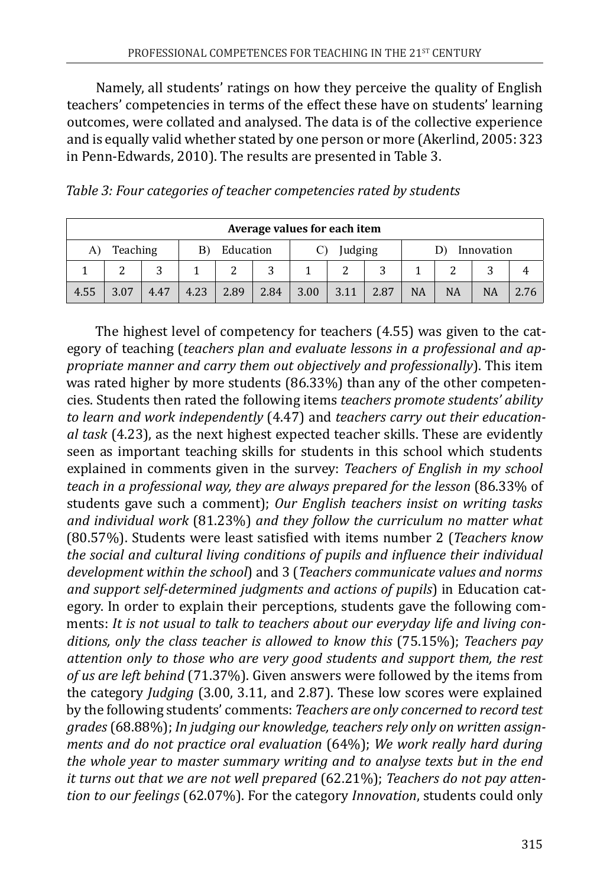Namely, all students' ratings on how they perceive the quality of English teachers' competencies in terms of the effect these have on students' learning outcomes, were collated and analysed. The data is of the collective experience and is equally valid whether stated by one person or more (Akerlind, 2005: 323 in Penn-Edwards, 2010). The results are presented in Table 3.

*Table 3: Four categories of teacher competencies rated by students*

| **Average values for each item** | | | | | | | | | | | | |
|---|---|---|---|---|---|---|---|---|---|---|---|---|
| A) Teaching | | | B) Education | | | C) Judging | | | D) Innovation | | | |
| 1 | 2 | 3 | 1 | 2 | 3 | 1 | 2 | 3 | 1 | 2 | 3 | 4 |
| 4.55 | 3.07 | 4.47 | 4.23 | 2.89 | 2.84 | 3.00 | 3.11 | 2.87 | NA | NA | NA | 2.76 |

The highest level of competency for teachers (4.55) was given to the category of teaching (*teachers plan and evaluate lessons in a professional and appropriate manner and carry them out objectively and professionally*). This item was rated higher by more students (86.33%) than any of the other competencies. Students then rated the following items *teachers promote students' ability to learn and work independently* (4.47) and *teachers carry out their educational task* (4.23), as the next highest expected teacher skills. These are evidently seen as important teaching skills for students in this school which students explained in comments given in the survey: *Teachers of English in my school teach in a professional way, they are always prepared for the lesson* (86.33% of students gave such a comment); *Our English teachers insist on writing tasks and individual work* (81.23%) *and they follow the curriculum no matter what* (80.57%). Students were least satisfied with items number 2 (*Teachers know the social and cultural living conditions of pupils and influence their individual development within the school*) and 3 (*Teachers communicate values and norms and support self-determined judgments and actions of pupils*) in Education category. In order to explain their perceptions, students gave the following comments: *It is not usual to talk to teachers about our everyday life and living conditions, only the class teacher is allowed to know this* (75.15%); *Teachers pay attention only to those who are very good students and support them, the rest of us are left behind* (71.37%). Given answers were followed by the items from the category *Judging* (3.00, 3.11, and 2.87). These low scores were explained by the following students' comments: *Teachers are only concerned to record test grades* (68.88%); *In judging our knowledge, teachers rely only on written assignments and do not practice oral evaluation* (64%); *We work really hard during the whole year to master summary writing and to analyse texts but in the end it turns out that we are not well prepared* (62.21%); *Teachers do not pay attention to our feelings* (62.07%). For the category *Innovation*, students could only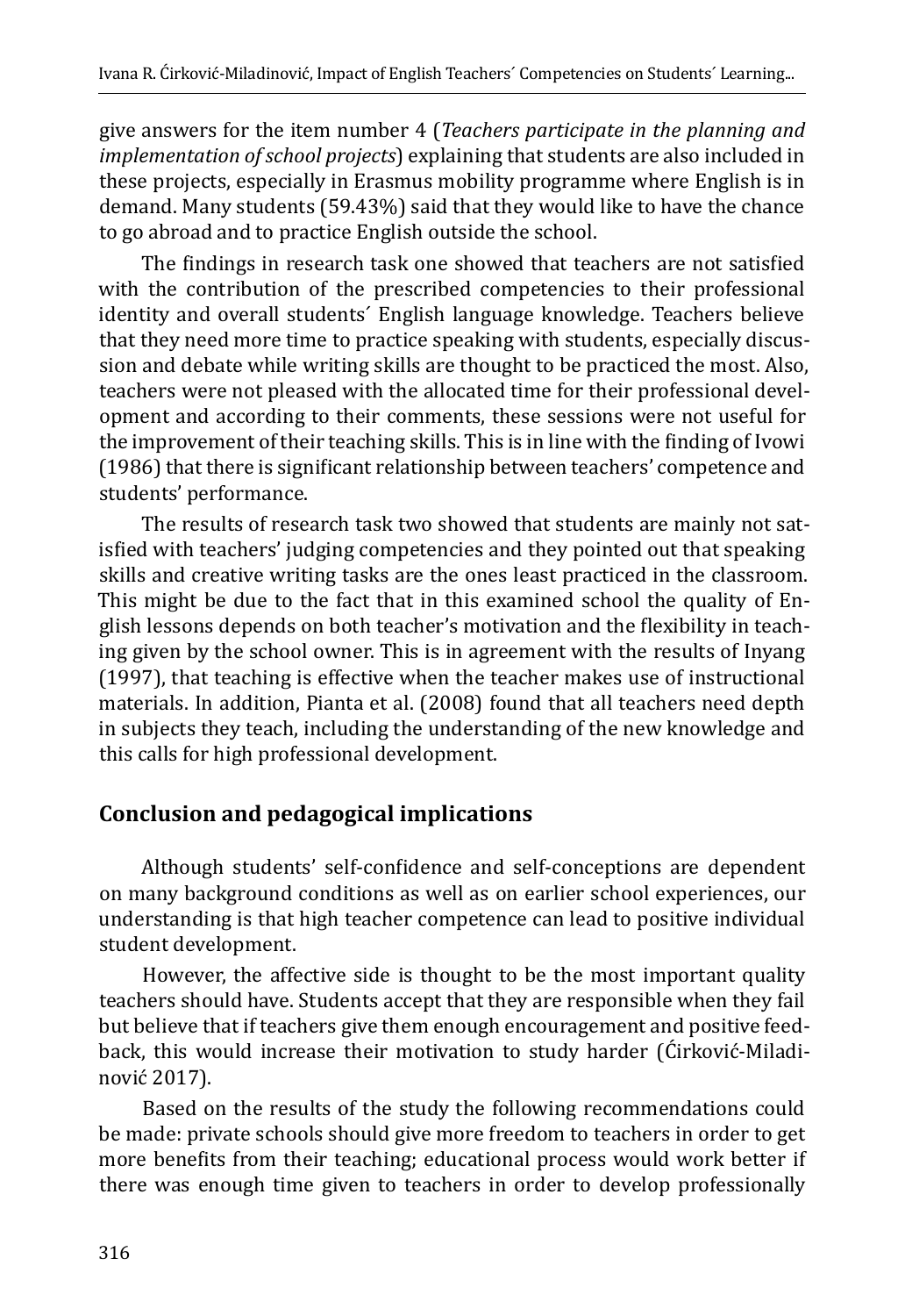give answers for the item number 4 (*Teachers participate in the planning and implementation of school projects*) explaining that students are also included in these projects, especially in Erasmus mobility programme where English is in demand. Many students (59.43%) said that they would like to have the chance to go abroad and to practice English outside the school.

The findings in research task one showed that teachers are not satisfied with the contribution of the prescribed competencies to their professional identity and overall students´ English language knowledge. Teachers believe that they need more time to practice speaking with students, especially discussion and debate while writing skills are thought to be practiced the most. Also, teachers were not pleased with the allocated time for their professional development and according to their comments, these sessions were not useful for the improvement of their teaching skills. This is in line with the finding of Ivowi (1986) that there is significant relationship between teachers' competence and students' performance.

The results of research task two showed that students are mainly not satisfied with teachers' judging competencies and they pointed out that speaking skills and creative writing tasks are the ones least practiced in the classroom. This might be due to the fact that in this examined school the quality of English lessons depends on both teacher's motivation and the flexibility in teaching given by the school owner. This is in agreement with the results of Inyang (1997), that teaching is effective when the teacher makes use of instructional materials. In addition, Pianta et al. (2008) found that all teachers need depth in subjects they teach, including the understanding of the new knowledge and this calls for high professional development.

## Conclusion and pedagogical implications

Although students' self-confidence and self-conceptions are dependent on many background conditions as well as on earlier school experiences, our understanding is that high teacher competence can lead to positive individual student development.

However, the affective side is thought to be the most important quality teachers should have. Students accept that they are responsible when they fail but believe that if teachers give them enough encouragement and positive feedback, this would increase their motivation to study harder (Ćirković-Miladinović 2017).

Based on the results of the study the following recommendations could be made: private schools should give more freedom to teachers in order to get more benefits from their teaching; educational process would work better if there was enough time given to teachers in order to develop professionally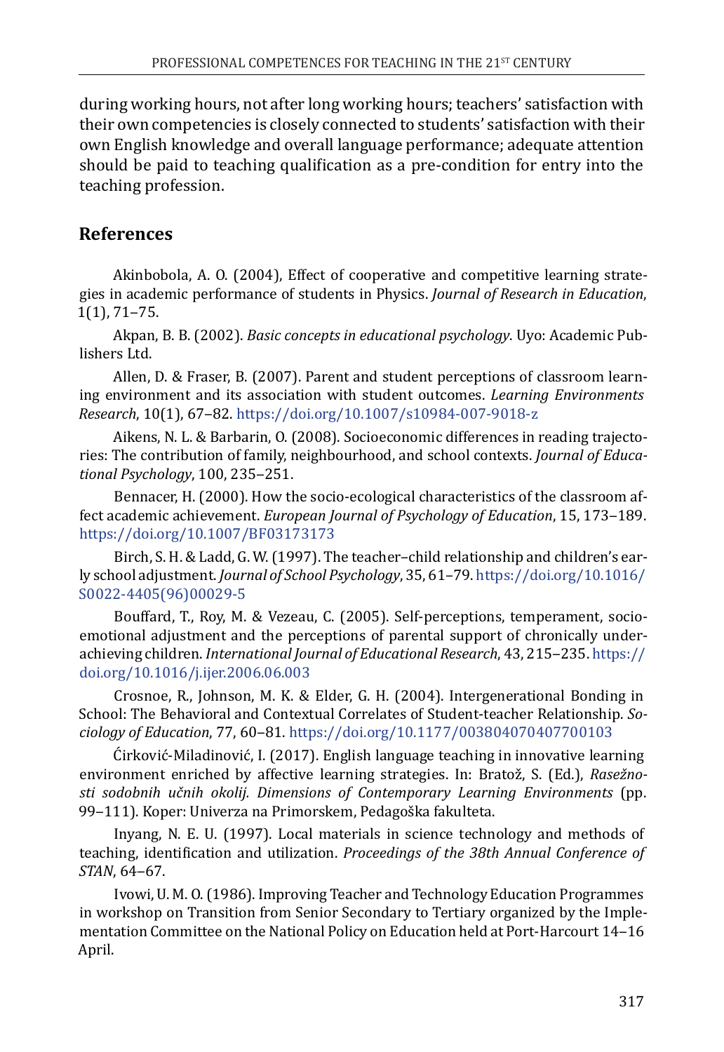during working hours, not after long working hours; teachers' satisfaction with their own competencies is closely connected to students' satisfaction with their own English knowledge and overall language performance; adequate attention should be paid to teaching qualification as a pre-condition for entry into the teaching profession.

## References

Akinbobola, A. O. (2004), Effect of cooperative and competitive learning strategies in academic performance of students in Physics. *Journal of Research in Education*, 1(1), 71–75.

Akpan, B. B. (2002). *Basic concepts in educational psychology*. Uyo: Academic Publishers Ltd.

Allen, D. & Fraser, B. (2007). Parent and student perceptions of classroom learning environment and its association with student outcomes. *Learning Environments Research*, 10(1), 67–82. https://doi.org/10.1007/s10984-007-9018-z

Aikens, N. L. & Barbarin, O. (2008). Socioeconomic differences in reading trajectories: The contribution of family, neighbourhood, and school contexts. *Journal of Educational Psychology*, 100, 235–251.

Bennacer, H. (2000). How the socio-ecological characteristics of the classroom affect academic achievement. *European Journal of Psychology of Education*, 15, 173–189. https://doi.org/10.1007/BF03173173

Birch, S. H. & Ladd, G. W. (1997). The teacher–child relationship and children's early school adjustment. *Journal of School Psychology*, 35, 61–79. https://doi.org/10.1016/S0022-4405(96)00029-5

Bouffard, T., Roy, M. & Vezeau, C. (2005). Self-perceptions, temperament, socio-emotional adjustment and the perceptions of parental support of chronically underachieving children. *International Journal of Educational Research*, 43, 215–235. https://doi.org/10.1016/j.ijer.2006.06.003

Crosnoe, R., Johnson, M. K. & Elder, G. H. (2004). Intergenerational Bonding in School: The Behavioral and Contextual Correlates of Student-teacher Relationship. *Sociology of Education*, 77, 60–81. https://doi.org/10.1177/003804070407700103

Ćirković-Miladinović, I. (2017). English language teaching in innovative learning environment enriched by affective learning strategies. In: Bratož, S. (Ed.), *Rasežnosti sodobnih učnih okolij. Dimensions of Contemporary Learning Environments* (pp. 99–111). Koper: Univerza na Primorskem, Pedagoška fakulteta.

Inyang, N. E. U. (1997). Local materials in science technology and methods of teaching, identification and utilization. *Proceedings of the 38th Annual Conference of STAN*, 64–67.

Ivowi, U. M. O. (1986). Improving Teacher and Technology Education Programmes in workshop on Transition from Senior Secondary to Tertiary organized by the Implementation Committee on the National Policy on Education held at Port-Harcourt 14–16 April.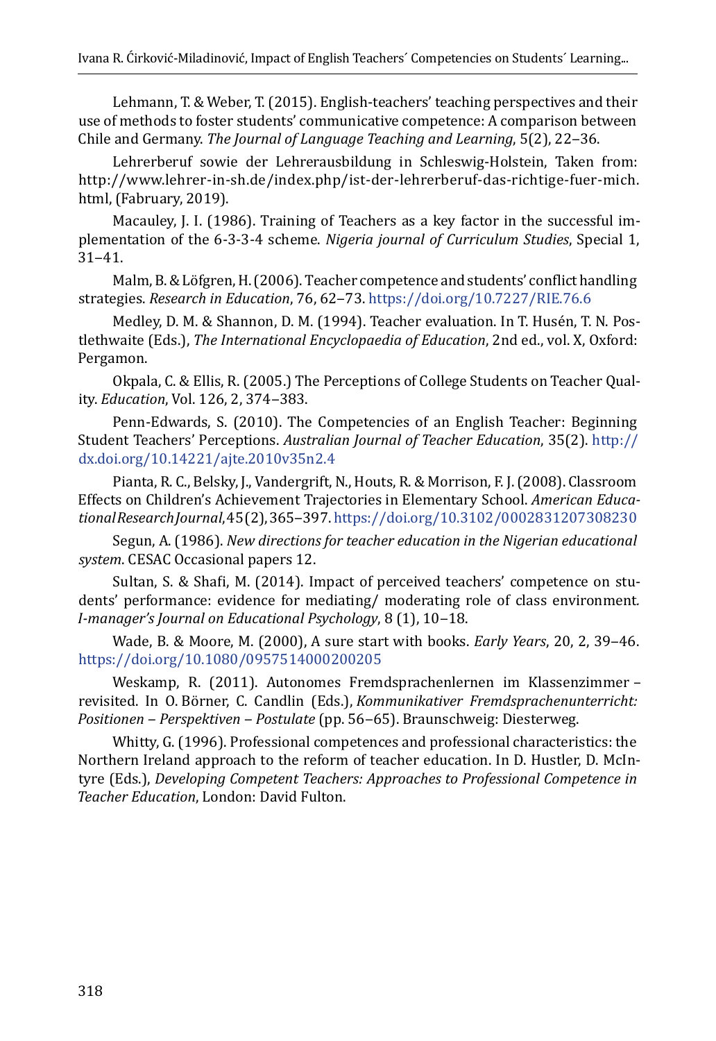Lehmann, T. & Weber, T. (2015). English-teachers' teaching perspectives and their use of methods to foster students' communicative competence: A comparison between Chile and Germany. *The Journal of Language Teaching and Learning*, 5(2), 22–36.

Lehrerberuf sowie der Lehrerausbildung in Schleswig-Holstein, Taken from: http://www.lehrer-in-sh.de/index.php/ist-der-lehrerberuf-das-richtige-fuer-mich.html, (Fabruary, 2019).

Macauley, J. I. (1986). Training of Teachers as a key factor in the successful implementation of the 6-3-3-4 scheme. *Nigeria journal of Curriculum Studies*, Special 1, 31–41.

Malm, B. & Löfgren, H. (2006). Teacher competence and students' conflict handling strategies. *Research in Education*, 76, 62–73. https://doi.org/10.7227/RIE.76.6

Medley, D. M. & Shannon, D. M. (1994). Teacher evaluation. In T. Husén, T. N. Postlethwaite (Eds.), *The International Encyclopaedia of Education*, 2nd ed., vol. X, Oxford: Pergamon.

Okpala, C. & Ellis, R. (2005.) The Perceptions of College Students on Teacher Quality. *Education*, Vol. 126, 2, 374–383.

Penn-Edwards, S. (2010). The Competencies of an English Teacher: Beginning Student Teachers' Perceptions. *Australian Journal of Teacher Education*, 35(2). http://dx.doi.org/10.14221/ajte.2010v35n2.4

Pianta, R. C., Belsky, J., Vandergrift, N., Houts, R. & Morrison, F. J. (2008). Classroom Effects on Children's Achievement Trajectories in Elementary School. *American Educational Research Journal*, 45(2), 365–397. https://doi.org/10.3102/0002831207308230

Segun, A. (1986). *New directions for teacher education in the Nigerian educational system*. CESAC Occasional papers 12.

Sultan, S. & Shafi, M. (2014). Impact of perceived teachers' competence on students' performance: evidence for mediating/ moderating role of class environment. *I-manager's Journal on Educational Psychology*, 8 (1), 10–18.

Wade, B. & Moore, M. (2000), A sure start with books. *Early Years*, 20, 2, 39–46. https://doi.org/10.1080/0957514000200205

Weskamp, R. (2011). Autonomes Fremdsprachenlernen im Klassenzimmer – revisited. In O. Börner, C. Candlin (Eds.), *Kommunikativer Fremdsprachenunterricht: Positionen – Perspektiven – Postulate* (pp. 56–65). Braunschweig: Diesterweg.

Whitty, G. (1996). Professional competences and professional characteristics: the Northern Ireland approach to the reform of teacher education. In D. Hustler, D. McIntyre (Eds.), *Developing Competent Teachers: Approaches to Professional Competence in Teacher Education*, London: David Fulton.